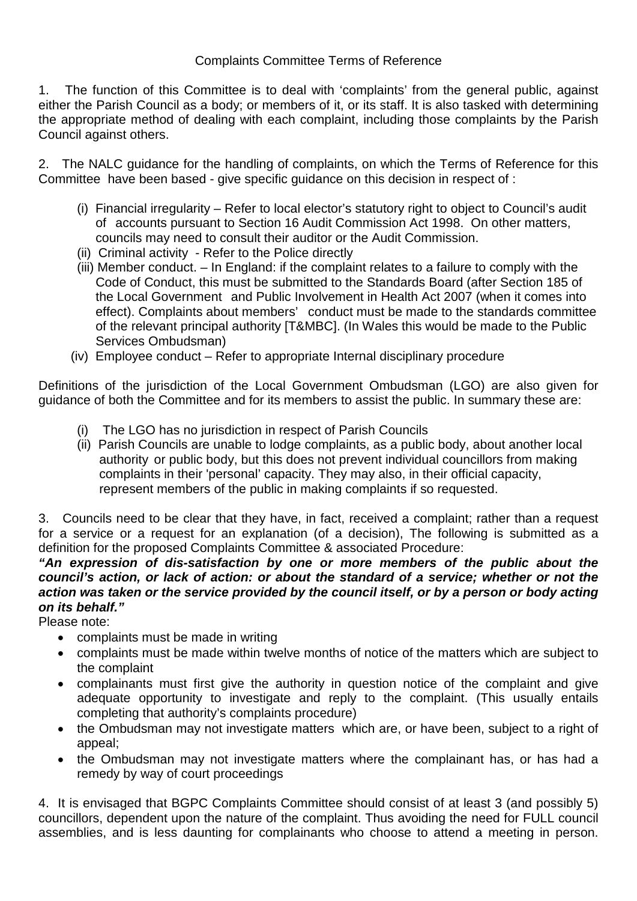# Complaints Committee Terms of Reference

1. The function of this Committee is to deal with 'complaints' from the general public, against either the Parish Council as a body; or members of it, or its staff. It is also tasked with determining the appropriate method of dealing with each complaint, including those complaints by the Parish Council against others.

2. The NALC guidance for the handling of complaints, on which the Terms of Reference for this Committee have been based - give specific guidance on this decision in respect of :

   (i) Financial irregularity – Refer to local elector's statutory right to object to Council's audit of accounts pursuant to Section 16 Audit Commission Act 1998. On other matters, councils may need to consult their auditor or the Audit Commission.
   (ii) Criminal activity - Refer to the Police directly
   (iii) Member conduct. – In England: if the complaint relates to a failure to comply with the Code of Conduct, this must be submitted to the Standards Board (after Section 185 of the Local Government and Public Involvement in Health Act 2007 (when it comes into effect). Complaints about members' conduct must be made to the standards committee of the relevant principal authority [T&MBC]. (In Wales this would be made to the Public Services Ombudsman)
   (iv) Employee conduct – Refer to appropriate Internal disciplinary procedure

Definitions of the jurisdiction of the Local Government Ombudsman (LGO) are also given for guidance of both the Committee and for its members to assist the public. In summary these are:

   (i) The LGO has no jurisdiction in respect of Parish Councils
   (ii) Parish Councils are unable to lodge complaints, as a public body, about another local authority or public body, but this does not prevent individual councillors from making complaints in their 'personal' capacity. They may also, in their official capacity, represent members of the public in making complaints if so requested.

3. Councils need to be clear that they have, in fact, received a complaint; rather than a request for a service or a request for an explanation (of a decision), The following is submitted as a definition for the proposed Complaints Committee & associated Procedure:

***"An expression of dis-satisfaction by one or more members of the public about the council's action, or lack of action: or about the standard of a service; whether or not the action was taken or the service provided by the council itself, or by a person or body acting on its behalf."***

Please note:

- complaints must be made in writing
- complaints must be made within twelve months of notice of the matters which are subject to the complaint
- complainants must first give the authority in question notice of the complaint and give adequate opportunity to investigate and reply to the complaint. (This usually entails completing that authority's complaints procedure)
- the Ombudsman may not investigate matters which are, or have been, subject to a right of appeal;
- the Ombudsman may not investigate matters where the complainant has, or has had a remedy by way of court proceedings

4. It is envisaged that BGPC Complaints Committee should consist of at least 3 (and possibly 5) councillors, dependent upon the nature of the complaint. Thus avoiding the need for FULL council assemblies, and is less daunting for complainants who choose to attend a meeting in person.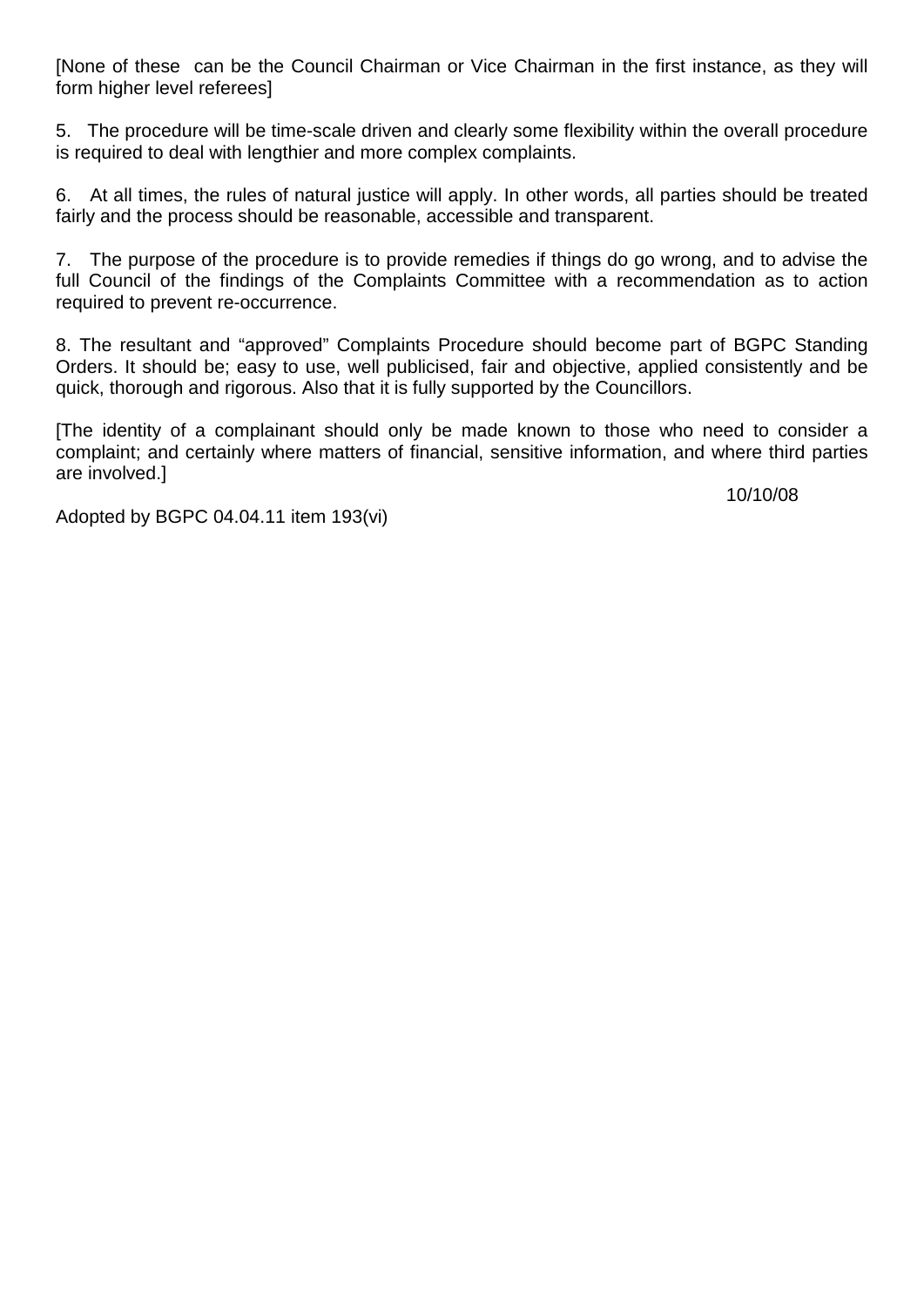[None of these can be the Council Chairman or Vice Chairman in the first instance, as they will form higher level referees]

5. The procedure will be time-scale driven and clearly some flexibility within the overall procedure is required to deal with lengthier and more complex complaints.

6. At all times, the rules of natural justice will apply. In other words, all parties should be treated fairly and the process should be reasonable, accessible and transparent.

7. The purpose of the procedure is to provide remedies if things do go wrong, and to advise the full Council of the findings of the Complaints Committee with a recommendation as to action required to prevent re-occurrence.

8. The resultant and “approved” Complaints Procedure should become part of BGPC Standing Orders. It should be; easy to use, well publicised, fair and objective, applied consistently and be quick, thorough and rigorous. Also that it is fully supported by the Councillors.

[The identity of a complainant should only be made known to those who need to consider a complaint; and certainly where matters of financial, sensitive information, and where third parties are involved.]

10/10/08

Adopted by BGPC 04.04.11 item 193(vi)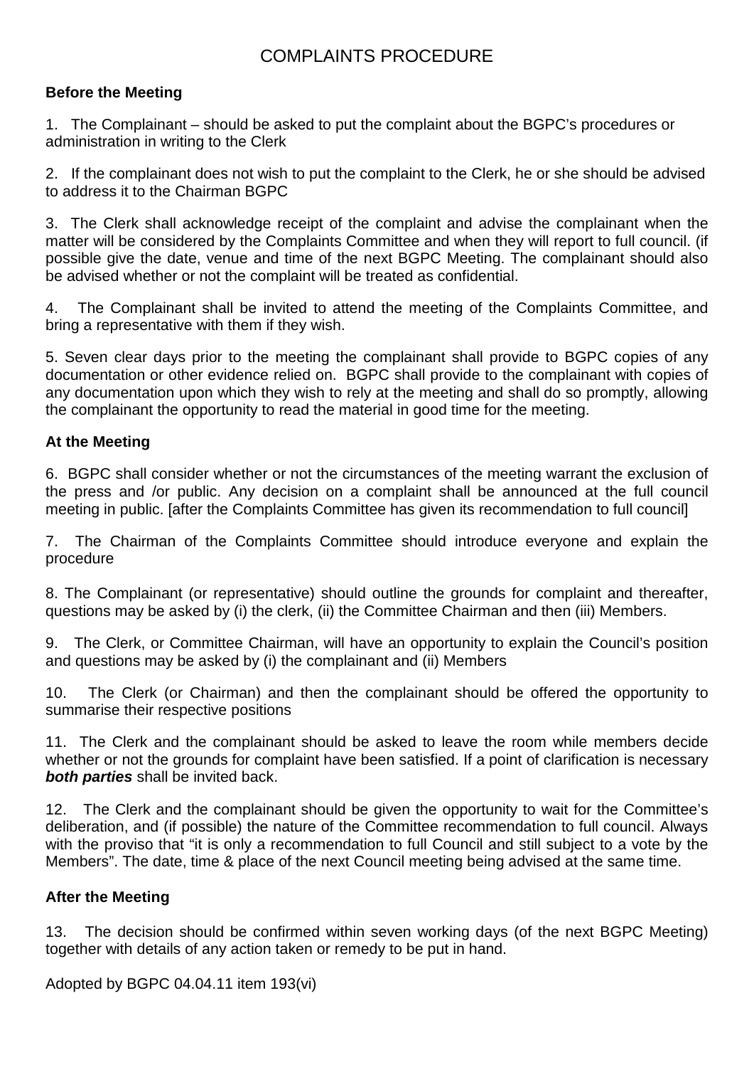# COMPLAINTS PROCEDURE

**Before the Meeting**

1. The Complainant – should be asked to put the complaint about the BGPC's procedures or administration in writing to the Clerk

2. If the complainant does not wish to put the complaint to the Clerk, he or she should be advised to address it to the Chairman BGPC

3. The Clerk shall acknowledge receipt of the complaint and advise the complainant when the matter will be considered by the Complaints Committee and when they will report to full council. (if possible give the date, venue and time of the next BGPC Meeting. The complainant should also be advised whether or not the complaint will be treated as confidential.

4. The Complainant shall be invited to attend the meeting of the Complaints Committee, and bring a representative with them if they wish.

5. Seven clear days prior to the meeting the complainant shall provide to BGPC copies of any documentation or other evidence relied on. BGPC shall provide to the complainant with copies of any documentation upon which they wish to rely at the meeting and shall do so promptly, allowing the complainant the opportunity to read the material in good time for the meeting.

**At the Meeting**

6. BGPC shall consider whether or not the circumstances of the meeting warrant the exclusion of the press and /or public. Any decision on a complaint shall be announced at the full council meeting in public. [after the Complaints Committee has given its recommendation to full council]

7. The Chairman of the Complaints Committee should introduce everyone and explain the procedure

8. The Complainant (or representative) should outline the grounds for complaint and thereafter, questions may be asked by (i) the clerk, (ii) the Committee Chairman and then (iii) Members.

9. The Clerk, or Committee Chairman, will have an opportunity to explain the Council's position and questions may be asked by (i) the complainant and (ii) Members

10. The Clerk (or Chairman) and then the complainant should be offered the opportunity to summarise their respective positions

11. The Clerk and the complainant should be asked to leave the room while members decide whether or not the grounds for complaint have been satisfied. If a point of clarification is necessary ***both parties*** shall be invited back.

12. The Clerk and the complainant should be given the opportunity to wait for the Committee's deliberation, and (if possible) the nature of the Committee recommendation to full council. Always with the proviso that "it is only a recommendation to full Council and still subject to a vote by the Members". The date, time & place of the next Council meeting being advised at the same time.

**After the Meeting**

13. The decision should be confirmed within seven working days (of the next BGPC Meeting) together with details of any action taken or remedy to be put in hand.

Adopted by BGPC 04.04.11 item 193(vi)